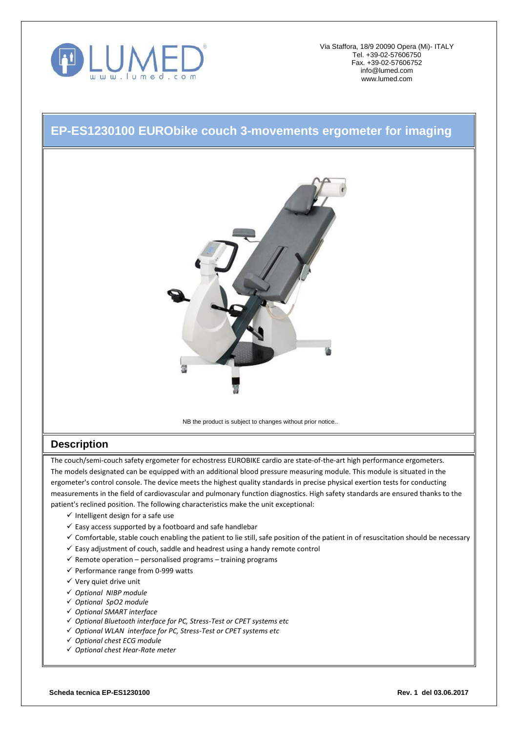Via Staffora, 18/9 20090 Opera (Mi)- ITALY
Tel. +39-02-57606750
Fax. +39-02-57606752
info@lumed.com
www.lumed.com

# EP-ES1230100 EURObike couch 3-movements ergometer for imaging

NB the product is subject to changes without prior notice..

## Description

The couch/semi-couch safety ergometer for echostress EUROBIKE cardio are state-of-the-art high performance ergometers. The models designated can be equipped with an additional blood pressure measuring module. This module is situated in the ergometer's control console. The device meets the highest quality standards in precise physical exertion tests for conducting measurements in the field of cardiovascular and pulmonary function diagnostics. High safety standards are ensured thanks to the patient's reclined position. The following characteristics make the unit exceptional:

- ✓ Intelligent design for a safe use
- ✓ Easy access supported by a footboard and safe handlebar
- ✓ Comfortable, stable couch enabling the patient to lie still, safe position of the patient in of resuscitation should be necessary
- ✓ Easy adjustment of couch, saddle and headrest using a handy remote control
- ✓ Remote operation – personalised programs – training programs
- ✓ Performance range from 0-999 watts
- ✓ Very quiet drive unit
- ✓ *Optional NIBP module*
- ✓ *Optional SpO2 module*
- ✓ *Optional SMART interface*
- ✓ *Optional Bluetooth interface for PC, Stress-Test or CPET systems etc*
- ✓ *Optional WLAN interface for PC, Stress-Test or CPET systems etc*
- ✓ *Optional chest ECG module*
- ✓ *Optional chest Hear-Rate meter*

**Scheda tecnica EP-ES1230100** **Rev. 1 del 03.06.2017**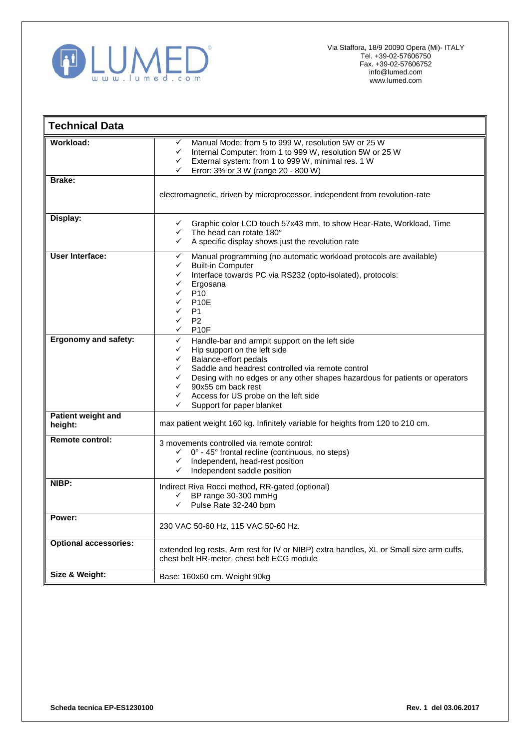LUMED
www.lumed.com

Via Staffora, 18/9 20090 Opera (Mi)- ITALY
Tel. +39-02-57606750
Fax. +39-02-57606752
info@lumed.com
www.lumed.com

| Technical Data | |
|---|---|
| **Workload:** | ✓ Manual Mode: from 5 to 999 W, resolution 5W or 25 W<br>✓ Internal Computer: from 1 to 999 W, resolution 5W or 25 W<br>✓ External system: from 1 to 999 W, minimal res. 1 W<br>✓ Error: 3% or 3 W (range 20 - 800 W) |
| **Brake:** | electromagnetic, driven by microprocessor, independent from revolution-rate |
| **Display:** | ✓ Graphic color LCD touch 57x43 mm, to show Hear-Rate, Workload, Time<br>✓ The head can rotate 180°<br>✓ A specific display shows just the revolution rate |
| **User Interface:** | ✓ Manual programming (no automatic workload protocols are available)<br>✓ Built-in Computer<br>✓ Interface towards PC via RS232 (opto-isolated), protocols:<br>✓ Ergosana<br>✓ P10<br>✓ P10E<br>✓ P1<br>✓ P2<br>✓ P10F |
| **Ergonomy and safety:** | ✓ Handle-bar and armpit support on the left side<br>✓ Hip support on the left side<br>✓ Balance-effort pedals<br>✓ Saddle and headrest controlled via remote control<br>✓ Desing with no edges or any other shapes hazardous for patients or operators<br>✓ 90x55 cm back rest<br>✓ Access for US probe on the left side<br>✓ Support for paper blanket |
| **Patient weight and height:** | max patient weight 160 kg. Infinitely variable for heights from 120 to 210 cm. |
| **Remote control:** | 3 movements controlled via remote control:<br>✓ 0° - 45° frontal recline (continuous, no steps)<br>✓ Independent, head-rest position<br>✓ Independent saddle position |
| **NIBP:** | Indirect Riva Rocci method, RR-gated (optional)<br>✓ BP range 30-300 mmHg<br>✓ Pulse Rate 32-240 bpm |
| **Power:** | 230 VAC 50-60 Hz, 115 VAC 50-60 Hz. |
| **Optional accessories:** | extended leg rests, Arm rest for IV or NIBP) extra handles, XL or Small size arm cuffs, chest belt HR-meter, chest belt ECG module |
| **Size & Weight:** | Base: 160x60 cm. Weight 90kg |

**Scheda tecnica EP-ES1230100** **Rev. 1 del 03.06.2017**